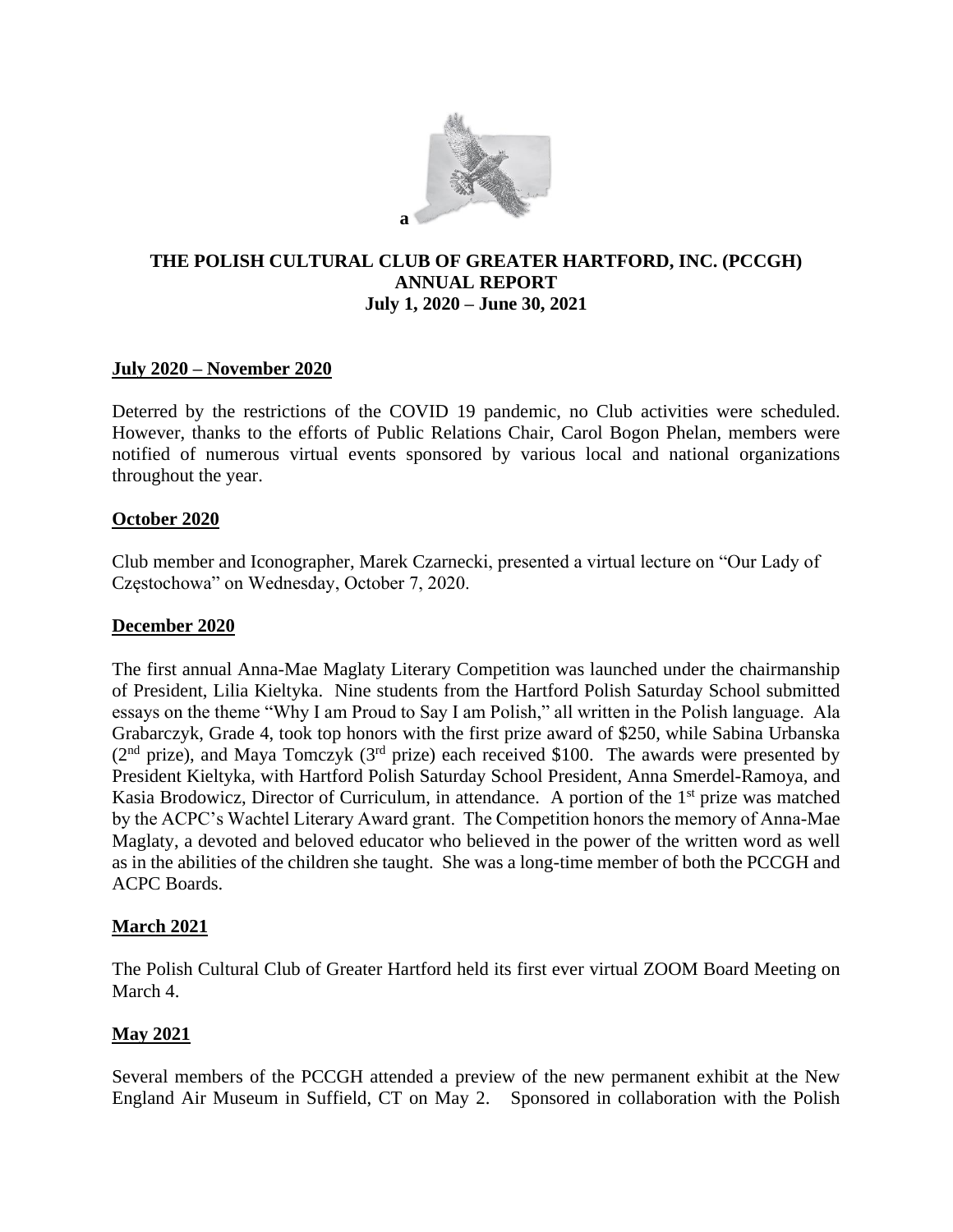a

**THE POLISH CULTURAL CLUB OF GREATER HARTFORD, INC. (PCCGH)**
**ANNUAL REPORT**
**July 1, 2020 – June 30, 2021**

## July 2020 – November 2020

Deterred by the restrictions of the COVID 19 pandemic, no Club activities were scheduled. However, thanks to the efforts of Public Relations Chair, Carol Bogon Phelan, members were notified of numerous virtual events sponsored by various local and national organizations throughout the year.

## October 2020

Club member and Iconographer, Marek Czarnecki, presented a virtual lecture on "Our Lady of Częstochowa" on Wednesday, October 7, 2020.

## December 2020

The first annual Anna-Mae Maglaty Literary Competition was launched under the chairmanship of President, Lilia Kieltyka. Nine students from the Hartford Polish Saturday School submitted essays on the theme "Why I am Proud to Say I am Polish," all written in the Polish language. Ala Grabarczyk, Grade 4, took top honors with the first prize award of $250, while Sabina Urbanska (2nd prize), and Maya Tomczyk (3rd prize) each received $100. The awards were presented by President Kieltyka, with Hartford Polish Saturday School President, Anna Smerdel-Ramoya, and Kasia Brodowicz, Director of Curriculum, in attendance. A portion of the 1st prize was matched by the ACPC's Wachtel Literary Award grant. The Competition honors the memory of Anna-Mae Maglaty, a devoted and beloved educator who believed in the power of the written word as well as in the abilities of the children she taught. She was a long-time member of both the PCCGH and ACPC Boards.

## March 2021

The Polish Cultural Club of Greater Hartford held its first ever virtual ZOOM Board Meeting on March 4.

## May 2021

Several members of the PCCGH attended a preview of the new permanent exhibit at the New England Air Museum in Suffield, CT on May 2. Sponsored in collaboration with the Polish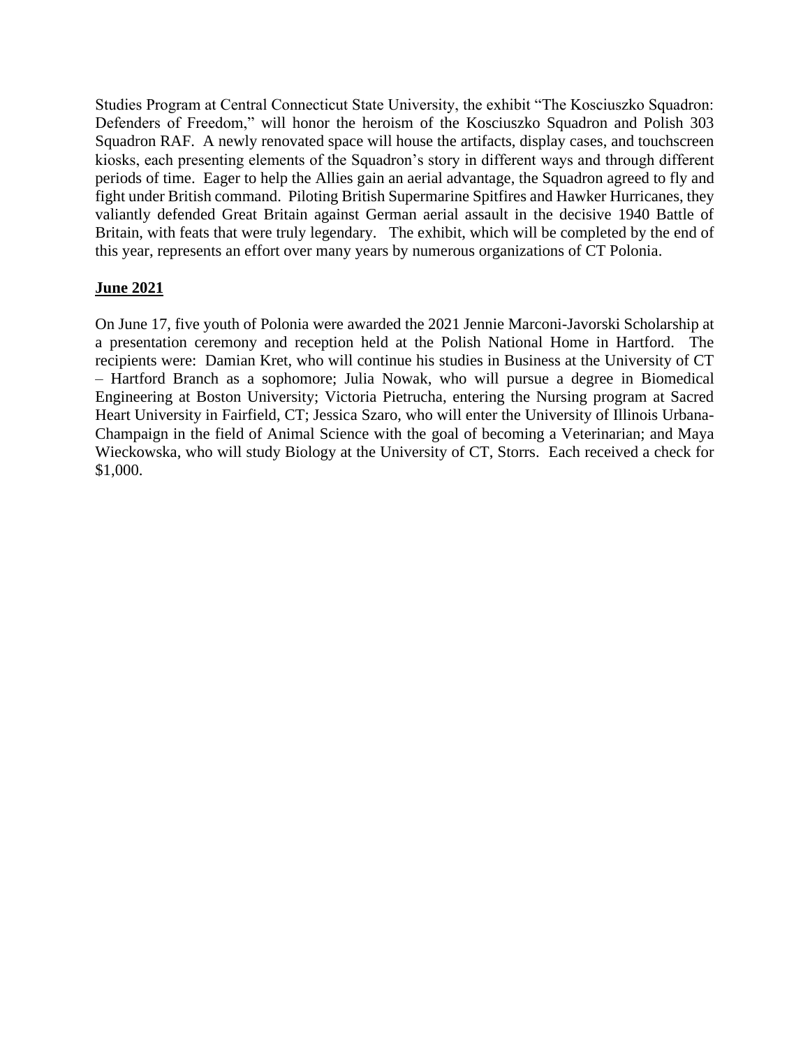Studies Program at Central Connecticut State University, the exhibit "The Kosciuszko Squadron: Defenders of Freedom," will honor the heroism of the Kosciuszko Squadron and Polish 303 Squadron RAF. A newly renovated space will house the artifacts, display cases, and touchscreen kiosks, each presenting elements of the Squadron's story in different ways and through different periods of time. Eager to help the Allies gain an aerial advantage, the Squadron agreed to fly and fight under British command. Piloting British Supermarine Spitfires and Hawker Hurricanes, they valiantly defended Great Britain against German aerial assault in the decisive 1940 Battle of Britain, with feats that were truly legendary. The exhibit, which will be completed by the end of this year, represents an effort over many years by numerous organizations of CT Polonia.

**June 2021**

On June 17, five youth of Polonia were awarded the 2021 Jennie Marconi-Javorski Scholarship at a presentation ceremony and reception held at the Polish National Home in Hartford. The recipients were: Damian Kret, who will continue his studies in Business at the University of CT – Hartford Branch as a sophomore; Julia Nowak, who will pursue a degree in Biomedical Engineering at Boston University; Victoria Pietrucha, entering the Nursing program at Sacred Heart University in Fairfield, CT; Jessica Szaro, who will enter the University of Illinois Urbana-Champaign in the field of Animal Science with the goal of becoming a Veterinarian; and Maya Wieckowska, who will study Biology at the University of CT, Storrs. Each received a check for $1,000.